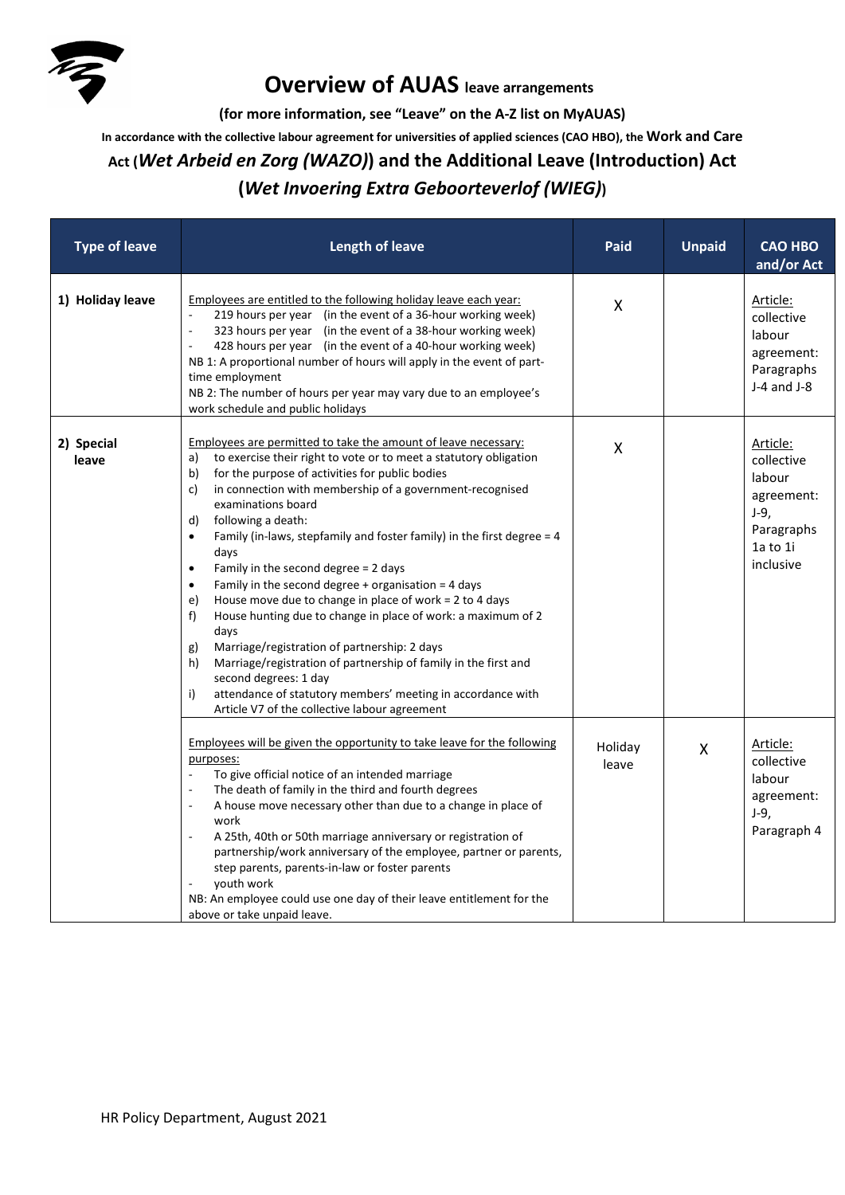# Overview of AUAS leave arrangements

**(for more information, see "Leave" on the A-Z list on MyAUAS)**

**In accordance with the collective labour agreement for universities of applied sciences (CAO HBO), the Work and Care Act (*Wet Arbeid en Zorg (WAZO)*) and the Additional Leave (Introduction) Act (*Wet Invoering Extra Geboorteverlof (WIEG)*)**

| Type of leave | Length of leave | Paid | Unpaid | CAO HBO and/or Act |
|---|---|---|---|---|
| **1) Holiday leave** | Employees are entitled to the following holiday leave each year:<br>- 219 hours per year (in the event of a 36-hour working week)<br>- 323 hours per year (in the event of a 38-hour working week)<br>- 428 hours per year (in the event of a 40-hour working week)<br>NB 1: A proportional number of hours will apply in the event of part-time employment<br>NB 2: The number of hours per year may vary due to an employee's work schedule and public holidays | X | | Article: collective labour agreement: Paragraphs J-4 and J-8 |
| **2) Special leave** | Employees are permitted to take the amount of leave necessary:<br>a) to exercise their right to vote or to meet a statutory obligation<br>b) for the purpose of activities for public bodies<br>c) in connection with membership of a government-recognised examinations board<br>d) following a death:<br>• Family (in-laws, stepfamily and foster family) in the first degree = 4 days<br>• Family in the second degree = 2 days<br>• Family in the second degree + organisation = 4 days<br>e) House move due to change in place of work = 2 to 4 days<br>f) House hunting due to change in place of work: a maximum of 2 days<br>g) Marriage/registration of partnership: 2 days<br>h) Marriage/registration of partnership of family in the first and second degrees: 1 day<br>i) attendance of statutory members' meeting in accordance with Article V7 of the collective labour agreement | X | | Article: collective labour agreement: J-9, Paragraphs 1a to 1i inclusive |
| | Employees will be given the opportunity to take leave for the following purposes:<br>- To give official notice of an intended marriage<br>- The death of family in the third and fourth degrees<br>- A house move necessary other than due to a change in place of work<br>- A 25th, 40th or 50th marriage anniversary or registration of partnership/work anniversary of the employee, partner or parents, step parents, parents-in-law or foster parents<br>- youth work<br>NB: An employee could use one day of their leave entitlement for the above or take unpaid leave. | Holiday leave | X | Article: collective labour agreement: J-9, Paragraph 4 |

HR Policy Department, August 2021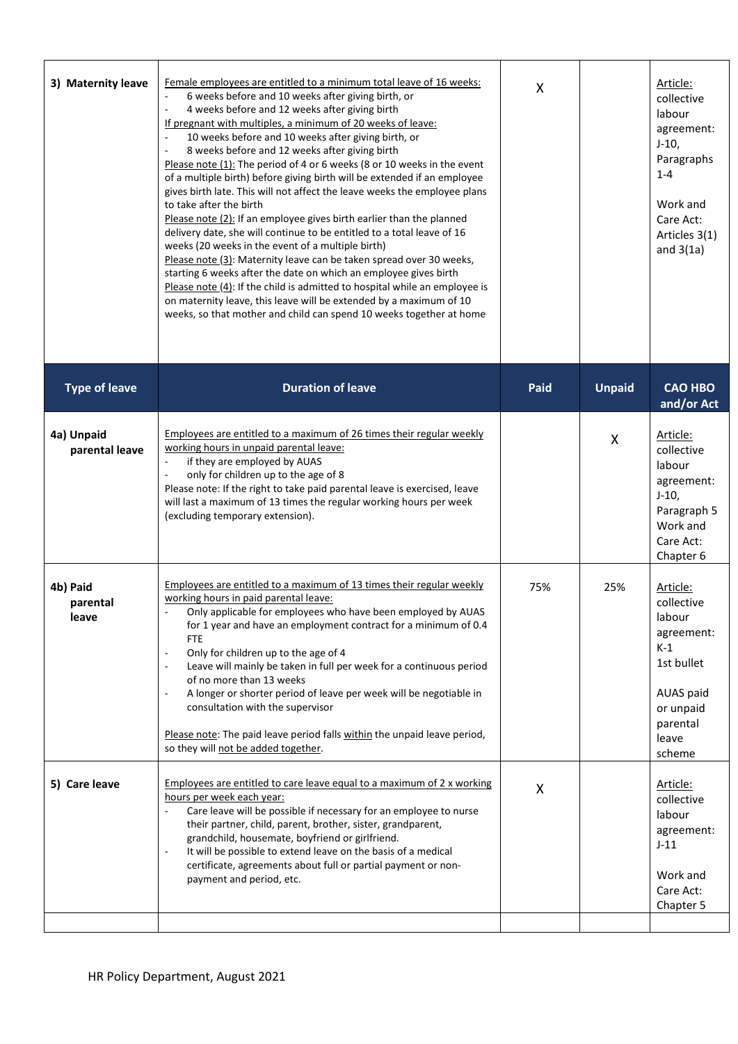| Type of leave | Duration of leave | Paid | Unpaid | CAO HBO and/or Act |
|---|---|---|---|---|
| **3) Maternity leave** | Female employees are entitled to a minimum total leave of 16 weeks:<br>- 6 weeks before and 10 weeks after giving birth, or<br>- 4 weeks before and 12 weeks after giving birth<br>If pregnant with multiples, a minimum of 20 weeks of leave:<br>- 10 weeks before and 10 weeks after giving birth, or<br>- 8 weeks before and 12 weeks after giving birth<br>Please note (1): The period of 4 or 6 weeks (8 or 10 weeks in the event of a multiple birth) before giving birth will be extended if an employee gives birth late. This will not affect the leave weeks the employee plans to take after the birth<br>Please note (2): If an employee gives birth earlier than the planned delivery date, she will continue to be entitled to a total leave of 16 weeks (20 weeks in the event of a multiple birth)<br>Please note (3): Maternity leave can be taken spread over 30 weeks, starting 6 weeks after the date on which an employee gives birth<br>Please note (4): If the child is admitted to hospital while an employee is on maternity leave, this leave will be extended by a maximum of 10 weeks, so that mother and child can spend 10 weeks together at home | X | | Article: collective labour agreement: J-10, Paragraphs 1-4<br><br>Work and Care Act: Articles 3(1) and 3(1a) |
| **4a) Unpaid parental leave** | Employees are entitled to a maximum of 26 times their regular weekly working hours in unpaid parental leave:<br>- if they are employed by AUAS<br>- only for children up to the age of 8<br>Please note: If the right to take paid parental leave is exercised, leave will last a maximum of 13 times the regular working hours per week (excluding temporary extension). | | X | Article: collective labour agreement: J-10, Paragraph 5 Work and Care Act: Chapter 6 |
| **4b) Paid parental leave** | Employees are entitled to a maximum of 13 times their regular weekly working hours in paid parental leave:<br>- Only applicable for employees who have been employed by AUAS for 1 year and have an employment contract for a minimum of 0.4 FTE<br>- Only for children up to the age of 4<br>- Leave will mainly be taken in full per week for a continuous period of no more than 13 weeks<br>- A longer or shorter period of leave per week will be negotiable in consultation with the supervisor<br><br>Please note: The paid leave period falls within the unpaid leave period, so they will not be added together. | 75% | 25% | Article: collective labour agreement: K-1 1st bullet<br><br>AUAS paid or unpaid parental leave scheme |
| **5) Care leave** | Employees are entitled to care leave equal to a maximum of 2 x working hours per week each year:<br>- Care leave will be possible if necessary for an employee to nurse their partner, child, parent, brother, sister, grandparent, grandchild, housemate, boyfriend or girlfriend.<br>- It will be possible to extend leave on the basis of a medical certificate, agreements about full or partial payment or non-payment and period, etc. | X | | Article: collective labour agreement: J-11<br><br>Work and Care Act: Chapter 5 |

HR Policy Department, August 2021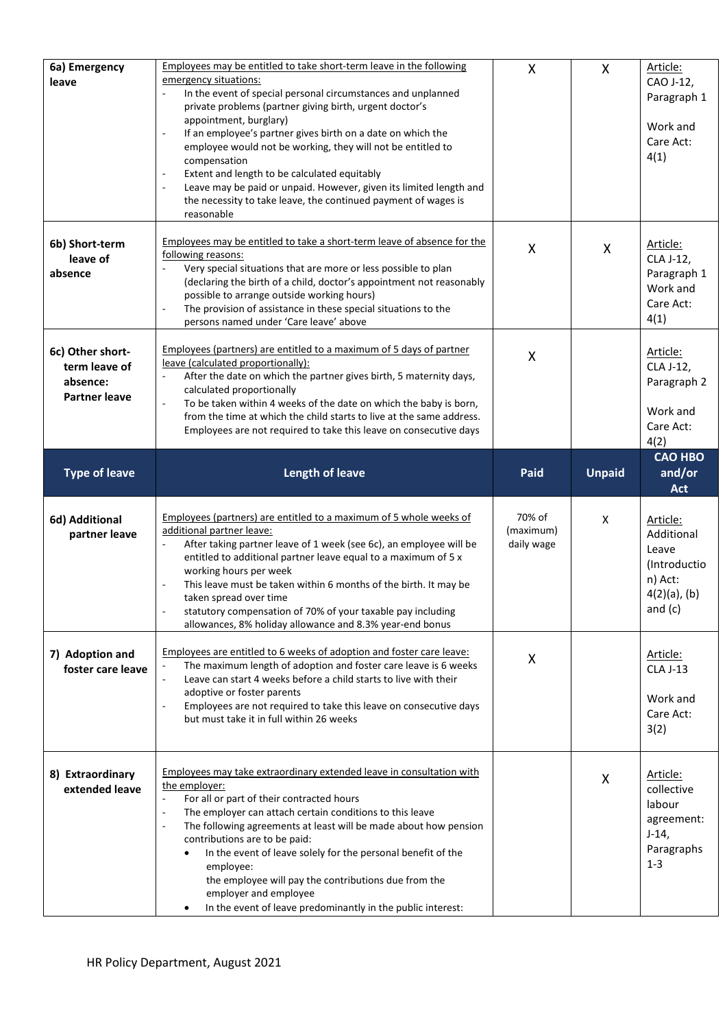| Type of leave | Length of leave | Paid | Unpaid | CAO HBO and/or Act |
|---|---|---|---|---|
| **6a) Emergency leave** | Employees may be entitled to take short-term leave in the following emergency situations:<br>- In the event of special personal circumstances and unplanned private problems (partner giving birth, urgent doctor's appointment, burglary)<br>- If an employee's partner gives birth on a date on which the employee would not be working, they will not be entitled to compensation<br>- Extent and length to be calculated equitably<br>- Leave may be paid or unpaid. However, given its limited length and the necessity to take leave, the continued payment of wages is reasonable | X | X | Article: CAO J-12, Paragraph 1<br><br>Work and Care Act: 4(1) |
| **6b) Short-term leave of absence** | Employees may be entitled to take a short-term leave of absence for the following reasons:<br>- Very special situations that are more or less possible to plan (declaring the birth of a child, doctor's appointment not reasonably possible to arrange outside working hours)<br>- The provision of assistance in these special situations to the persons named under 'Care leave' above | X | X | Article: CLA J-12, Paragraph 1 Work and Care Act: 4(1) |
| **6c) Other short-term leave of absence: Partner leave** | Employees (partners) are entitled to a maximum of 5 days of partner leave (calculated proportionally):<br>- After the date on which the partner gives birth, 5 maternity days, calculated proportionally<br>- To be taken within 4 weeks of the date on which the baby is born, from the time at which the child starts to live at the same address. Employees are not required to take this leave on consecutive days | X | | Article: CLA J-12, Paragraph 2<br><br>Work and Care Act: 4(2) |
| **6d) Additional partner leave** | Employees (partners) are entitled to a maximum of 5 whole weeks of additional partner leave:<br>- After taking partner leave of 1 week (see 6c), an employee will be entitled to additional partner leave equal to a maximum of 5 x working hours per week<br>- This leave must be taken within 6 months of the birth. It may be taken spread over time<br>- statutory compensation of 70% of your taxable pay including allowances, 8% holiday allowance and 8.3% year-end bonus | 70% of (maximum) daily wage | X | Article: Additional Leave (Introduction) Act: 4(2)(a), (b) and (c) |
| **7) Adoption and foster care leave** | Employees are entitled to 6 weeks of adoption and foster care leave:<br>- The maximum length of adoption and foster care leave is 6 weeks<br>- Leave can start 4 weeks before a child starts to live with their adoptive or foster parents<br>- Employees are not required to take this leave on consecutive days but must take it in full within 26 weeks | X | | Article: CLA J-13<br><br>Work and Care Act: 3(2) |
| **8) Extraordinary extended leave** | Employees may take extraordinary extended leave in consultation with the employer:<br>- For all or part of their contracted hours<br>- The employer can attach certain conditions to this leave<br>- The following agreements at least will be made about how pension contributions are to be paid:<br>• In the event of leave solely for the personal benefit of the employee: the employee will pay the contributions due from the employer and employee<br>• In the event of leave predominantly in the public interest: | | X | Article: collective labour agreement: J-14, Paragraphs 1-3 |

HR Policy Department, August 2021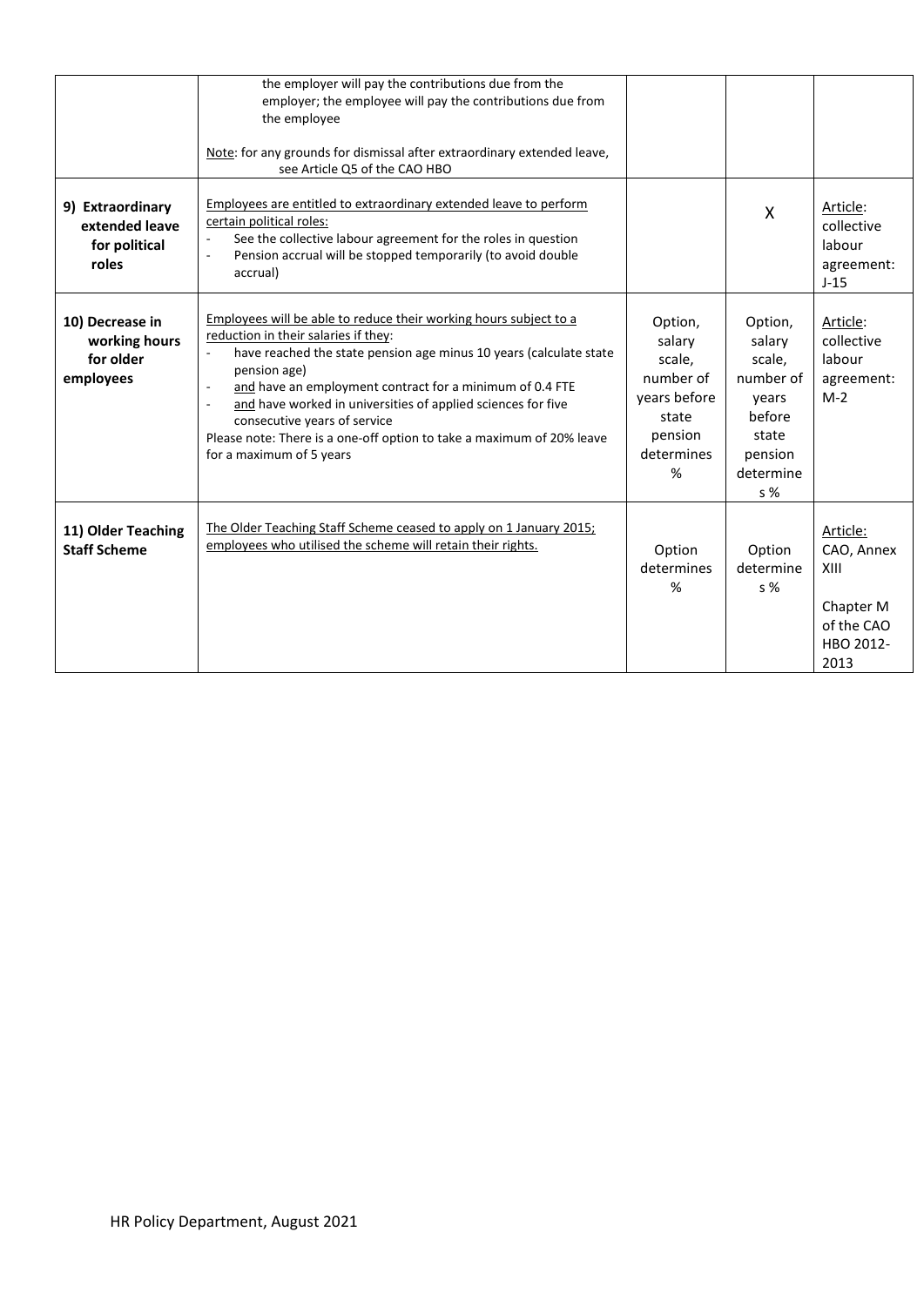| | | | | |
|---|---|---|---|---|
| | the employer will pay the contributions due from the employer; the employee will pay the contributions due from the employee<br><br>Note: for any grounds for dismissal after extraordinary extended leave, see Article Q5 of the CAO HBO | | | |
| **9) Extraordinary extended leave for political roles** | Employees are entitled to extraordinary extended leave to perform certain political roles:<br>- See the collective labour agreement for the roles in question<br>- Pension accrual will be stopped temporarily (to avoid double accrual) | | X | Article: collective labour agreement: J-15 |
| **10) Decrease in working hours for older employees** | Employees will be able to reduce their working hours subject to a reduction in their salaries if they:<br>- have reached the state pension age minus 10 years (calculate state pension age)<br>- and have an employment contract for a minimum of 0.4 FTE<br>- and have worked in universities of applied sciences for five consecutive years of service<br>Please note: There is a one-off option to take a maximum of 20% leave for a maximum of 5 years | Option, salary scale, number of years before state pension determines % | Option, salary scale, number of years before state pension determines % | Article: collective labour agreement: M-2 |
| **11) Older Teaching Staff Scheme** | The Older Teaching Staff Scheme ceased to apply on 1 January 2015; employees who utilised the scheme will retain their rights. | Option determines % | Option determines % | Article: CAO, Annex XIII<br><br>Chapter M of the CAO HBO 2012-2013 |

HR Policy Department, August 2021